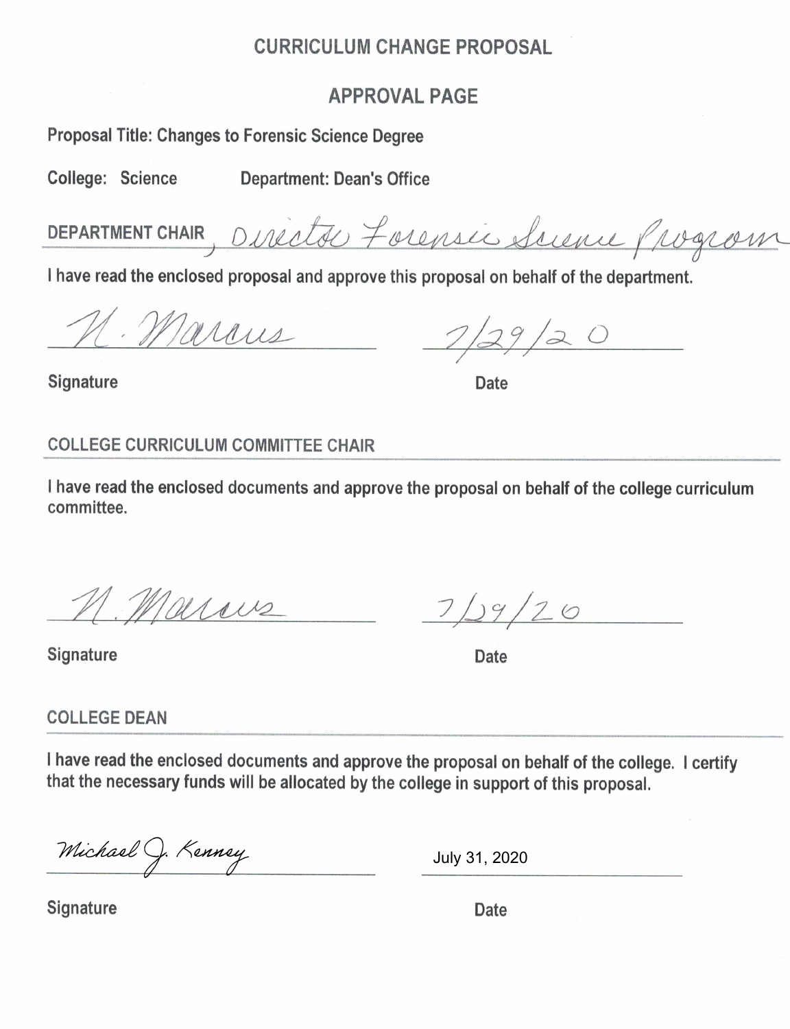# CURRICULUM CHANGE PROPOSAL

## APPROVAL PAGE

**Proposal Title: Changes to Forensic Science Degree**

**College:** Science **Department:** Dean's Office

**DEPARTMENT CHAIR**, Director Forensic Science Program

I have read the enclosed proposal and approve this proposal on behalf of the department.

N. Marcus 7/29/20

Signature Date

**COLLEGE CURRICULUM COMMITTEE CHAIR**

I have read the enclosed documents and approve the proposal on behalf of the college curriculum committee.

N. Marcus 7/29/20

Signature Date

**COLLEGE DEAN**

I have read the enclosed documents and approve the proposal on behalf of the college. I certify that the necessary funds will be allocated by the college in support of this proposal.

Michael J. Kenney July 31, 2020

Signature Date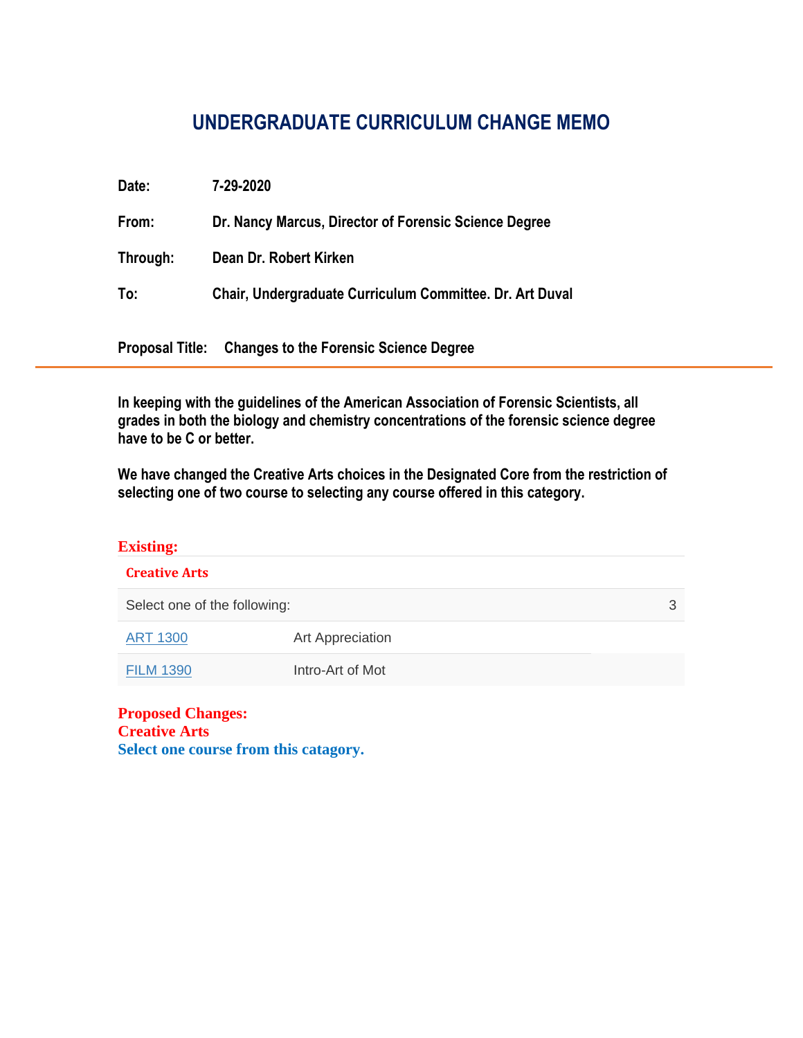# UNDERGRADUATE CURRICULUM CHANGE MEMO

**Date:** 7-29-2020

**From:** Dr. Nancy Marcus, Director of Forensic Science Degree

**Through:** Dean Dr. Robert Kirken

**To:** Chair, Undergraduate Curriculum Committee. Dr. Art Duval

**Proposal Title:** Changes to the Forensic Science Degree

---

**In keeping with the guidelines of the American Association of Forensic Scientists, all grades in both the biology and chemistry concentrations of the forensic science degree have to be C or better.**

**We have changed the Creative Arts choices in the Designated Core from the restriction of selecting one of two course to selecting any course offered in this category.**

**Existing:**

**Creative Arts**

| Select one of the following: | | 3 |
|---|---|---|
| ART 1300 | Art Appreciation | |
| FILM 1390 | Intro-Art of Mot | |

**Proposed Changes:**
**Creative Arts**
**Select one course from this catagory.**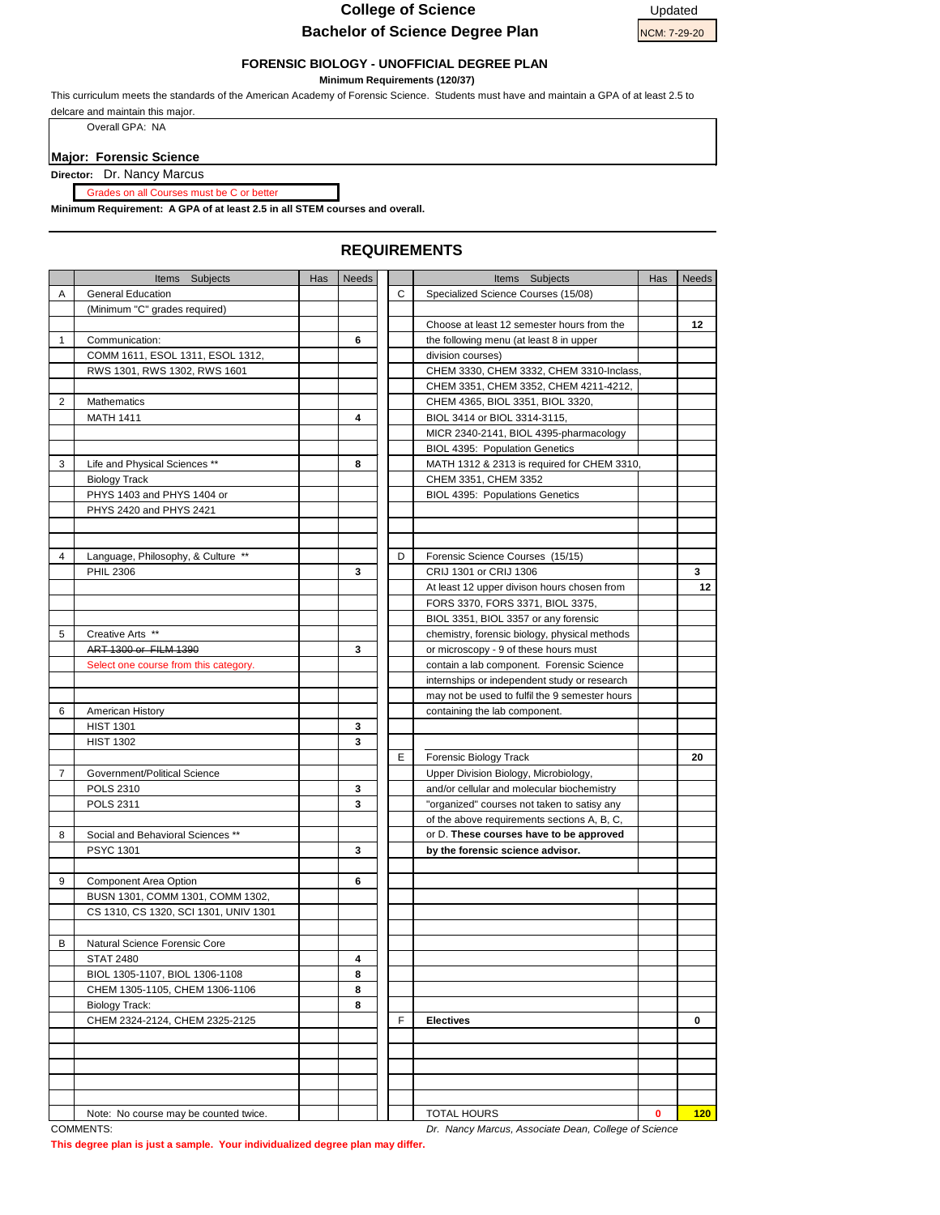# College of Science

## Bachelor of Science Degree Plan

Updated
NCM: 7-29-20

### FORENSIC BIOLOGY - UNOFFICIAL DEGREE PLAN

**Minimum Requirements (120/37)**

This curriculum meets the standards of the American Academy of Forensic Science. Students must have and maintain a GPA of at least 2.5 to delcare and maintain this major.

Overall GPA: NA

**Major: Forensic Science**

**Director:** Dr. Nancy Marcus

Grades on all Courses must be C or better

**Minimum Requirement: A GPA of at least 2.5 in all STEM courses and overall.**

## REQUIREMENTS

| Items | Subjects | Has | Needs | Items | Subjects | Has | Needs |
|---|---|---|---|---|---|---|---|
| A | General Education | | | C | Specialized Science Courses (15/08) | | |
| | (Minimum "C" grades required) | | | | | | |
| | | | | | Choose at least 12 semester hours from the | | **12** |
| 1 | Communication: | | **6** | | the following menu (at least 8 in upper | | |
| | COMM 1611, ESOL 1311, ESOL 1312, | | | | division courses) | | |
| | RWS 1301, RWS 1302, RWS 1601 | | | | CHEM 3330, CHEM 3332, CHEM 3310-Inclass, | | |
| | | | | | CHEM 3351, CHEM 3352, CHEM 4211-4212, | | |
| 2 | Mathematics | | | | CHEM 4365, BIOL 3351, BIOL 3320, | | |
| | MATH 1411 | | **4** | | BIOL 3414 or BIOL 3314-3115, | | |
| | | | | | MICR 2340-2141, BIOL 4395-pharmacology | | |
| | | | | | BIOL 4395: Population Genetics | | |
| 3 | Life and Physical Sciences ** | | **8** | | MATH 1312 & 2313 is required for CHEM 3310, | | |
| | Biology Track | | | | CHEM 3351, CHEM 3352 | | |
| | PHYS 1403 and PHYS 1404 or | | | | BIOL 4395: Populations Genetics | | |
| | PHYS 2420 and PHYS 2421 | | | | | | |
| | | | | | | | |
| | | | | | | | |
| 4 | Language, Philosophy, & Culture ** | | | D | Forensic Science Courses (15/15) | | |
| | PHIL 2306 | | **3** | | CRIJ 1301 or CRIJ 1306 | | **3** |
| | | | | | At least 12 upper divison hours chosen from | | **12** |
| | | | | | FORS 3370, FORS 3371, BIOL 3375, | | |
| | | | | | BIOL 3351, BIOL 3357 or any forensic | | |
| 5 | Creative Arts ** | | | | chemistry, forensic biology, physical methods | | |
| | ~~ART 1300 or FILM 1390~~ | | **3** | | or microscopy - 9 of these hours must | | |
| | Select one course from this category. | | | | contain a lab component. Forensic Science | | |
| | | | | | internships or independent study or research | | |
| | | | | | may not be used to fulfil the 9 semester hours | | |
| 6 | American History | | | | containing the lab component. | | |
| | HIST 1301 | | **3** | | | | |
| | HIST 1302 | | **3** | | | | |
| | | | | E | Forensic Biology Track | | **20** |
| 7 | Government/Political Science | | | | Upper Division Biology, Microbiology, | | |
| | POLS 2310 | | **3** | | and/or cellular and molecular biochemistry | | |
| | POLS 2311 | | **3** | | "organized" courses not taken to satisy any | | |
| | | | | | of the above requirements sections A, B, C, | | |
| 8 | Social and Behavioral Sciences ** | | | | or D. **These courses have to be approved** | | |
| | PSYC 1301 | | **3** | | **by the forensic science advisor.** | | |
| | | | | | | | |
| 9 | Component Area Option | | **6** | | | | |
| | BUSN 1301, COMM 1301, COMM 1302, | | | | | | |
| | CS 1310, CS 1320, SCI 1301, UNIV 1301 | | | | | | |
| | | | | | | | |
| B | Natural Science Forensic Core | | | | | | |
| | STAT 2480 | | **4** | | | | |
| | BIOL 1305-1107, BIOL 1306-1108 | | **8** | | | | |
| | CHEM 1305-1105, CHEM 1306-1106 | | **8** | | | | |
| | Biology Track: | | **8** | | | | |
| | CHEM 2324-2124, CHEM 2325-2125 | | | F | **Electives** | | **0** |
| | | | | | | | |
| | | | | | | | |
| | | | | | | | |
| | | | | | | | |
| | Note: No course may be counted twice. | | | | TOTAL HOURS | **0** | **120** |

COMMENTS:

*Dr. Nancy Marcus, Associate Dean, College of Science*

**This degree plan is just a sample. Your individualized degree plan may differ.**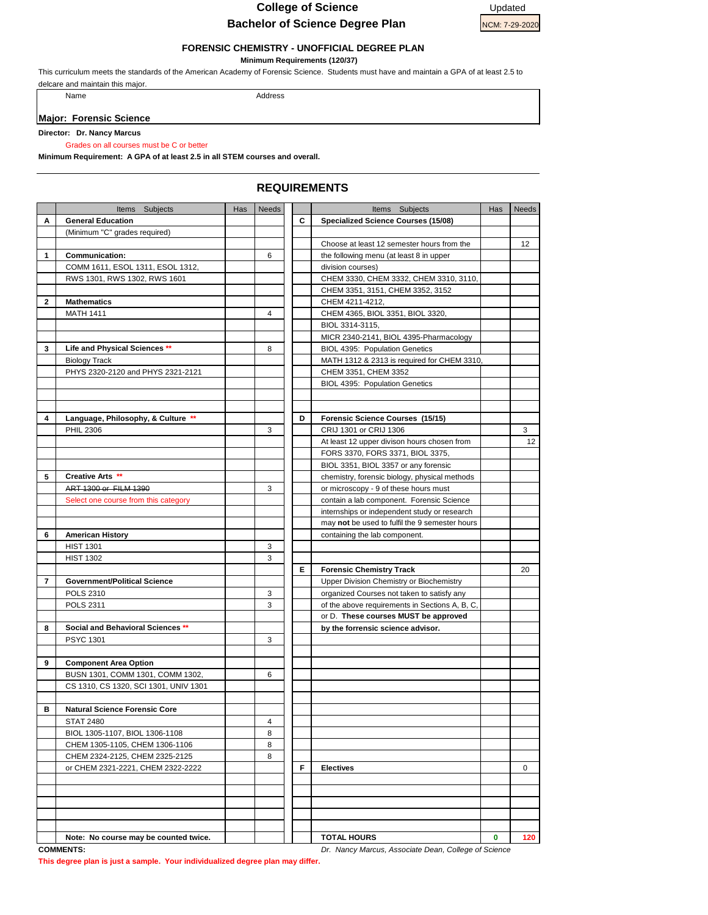# College of Science
## Bachelor of Science Degree Plan

Updated
NCM: 7-29-2020

### FORENSIC CHEMISTRY - UNOFFICIAL DEGREE PLAN

**Minimum Requirements (120/37)**

This curriculum meets the standards of the American Academy of Forensic Science. Students must have and maintain a GPA of at least 2.5 to delcare and maintain this major.

Name Address

**Major: Forensic Science**

**Director: Dr. Nancy Marcus**

Grades on all courses must be C or better

**Minimum Requirement: A GPA of at least 2.5 in all STEM courses and overall.**

## REQUIREMENTS

| | Items Subjects | Has | Needs | | Items Subjects | Has | Needs |
|---|---|---|---|---|---|---|---|
| **A** | **General Education** | | | **C** | **Specialized Science Courses (15/08)** | | |
| | (Minimum "C" grades required) | | | | | | |
| | | | | | Choose at least 12 semester hours from the | | 12 |
| **1** | **Communication:** | | 6 | | the following menu (at least 8 in upper | | |
| | COMM 1611, ESOL 1311, ESOL 1312, | | | | division courses) | | |
| | RWS 1301, RWS 1302, RWS 1601 | | | | CHEM 3330, CHEM 3332, CHEM 3310, 3110, | | |
| | | | | | CHEM 3351, 3151, CHEM 3352, 3152 | | |
| **2** | **Mathematics** | | | | CHEM 4211-4212, | | |
| | MATH 1411 | | 4 | | CHEM 4365, BIOL 3351, BIOL 3320, | | |
| | | | | | BIOL 3314-3115, | | |
| | | | | | MICR 2340-2141, BIOL 4395-Pharmacology | | |
| **3** | **Life and Physical Sciences \*\*** | | 8 | | BIOL 4395: Population Genetics | | |
| | Biology Track | | | | MATH 1312 & 2313 is required for CHEM 3310, | | |
| | PHYS 2320-2120 and PHYS 2321-2121 | | | | CHEM 3351, CHEM 3352 | | |
| | | | | | BIOL 4395: Population Genetics | | |
| | | | | | | | |
| | | | | | | | |
| **4** | **Language, Philosophy, & Culture \*\*** | | | **D** | **Forensic Science Courses (15/15)** | | |
| | PHIL 2306 | | 3 | | CRIJ 1301 or CRIJ 1306 | | 3 |
| | | | | | At least 12 upper divison hours chosen from | | 12 |
| | | | | | FORS 3370, FORS 3371, BIOL 3375, | | |
| | | | | | BIOL 3351, BIOL 3357 or any forensic | | |
| **5** | **Creative Arts \*\*** | | | | chemistry, forensic biology, physical methods | | |
| | ~~ART 1300 or FILM 1390~~ | | 3 | | or microscopy - 9 of these hours must | | |
| | Select one course from this category | | | | contain a lab component. Forensic Science | | |
| | | | | | internships or independent study or research | | |
| | | | | | may **not** be used to fulfil the 9 semester hours | | |
| **6** | **American History** | | | | containing the lab component. | | |
| | HIST 1301 | | 3 | | | | |
| | HIST 1302 | | 3 | | | | |
| | | | | **E** | **Forensic Chemistry Track** | | 20 |
| **7** | **Government/Political Science** | | | | Upper Division Chemistry or Biochemistry | | |
| | POLS 2310 | | 3 | | organized Courses not taken to satisfy any | | |
| | POLS 2311 | | 3 | | of the above requirements in Sections A, B, C, | | |
| | | | | | or D. **These courses MUST be approved** | | |
| **8** | **Social and Behavioral Sciences \*\*** | | | | **by the forrensic science advisor.** | | |
| | PSYC 1301 | | 3 | | | | |
| | | | | | | | |
| **9** | **Component Area Option** | | | | | | |
| | BUSN 1301, COMM 1301, COMM 1302, | | 6 | | | | |
| | CS 1310, CS 1320, SCI 1301, UNIV 1301 | | | | | | |
| | | | | | | | |
| **B** | **Natural Science Forensic Core** | | | | | | |
| | STAT 2480 | | 4 | | | | |
| | BIOL 1305-1107, BIOL 1306-1108 | | 8 | | | | |
| | CHEM 1305-1105, CHEM 1306-1106 | | 8 | | | | |
| | CHEM 2324-2125, CHEM 2325-2125 | | 8 | | | | |
| | or CHEM 2321-2221, CHEM 2322-2222 | | | **F** | **Electives** | | 0 |
| | | | | | | | |
| | | | | | | | |
| | | | | | | | |
| | | | | | | | |
| | **Note: No course may be counted twice.** | | | | **TOTAL HOURS** | 0 | 120 |

**COMMENTS:**

*Dr. Nancy Marcus, Associate Dean, College of Science*

**This degree plan is just a sample. Your individualized degree plan may differ.**